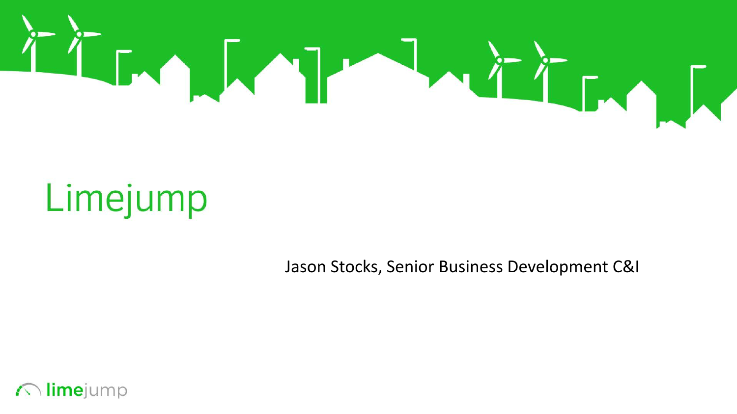# Limejump

Jason Stocks, Senior Business Development C&I

limejump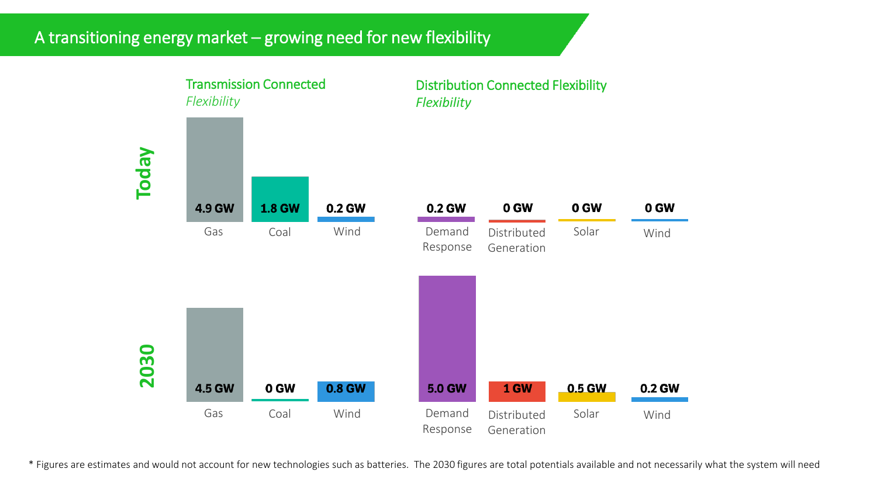# A transitioning energy market – growing need for new flexibility

| | Transmission Connected *Flexibility* | | | Distribution Connected Flexibility *Flexibility* | | | |
|---|---|---|---|---|---|---|---|
| | Gas | Coal | Wind | Demand Response | Distributed Generation | Solar | Wind |
| **Today** | 4.9 GW | 1.8 GW | 0.2 GW | 0.2 GW | 0 GW | 0 GW | 0 GW |
| **2030** | 4.5 GW | 0 GW | 0.8 GW | 5.0 GW | 1 GW | 0.5 GW | 0.2 GW |

* Figures are estimates and would not account for new technologies such as batteries. The 2030 figures are total potentials available and not necessarily what the system will need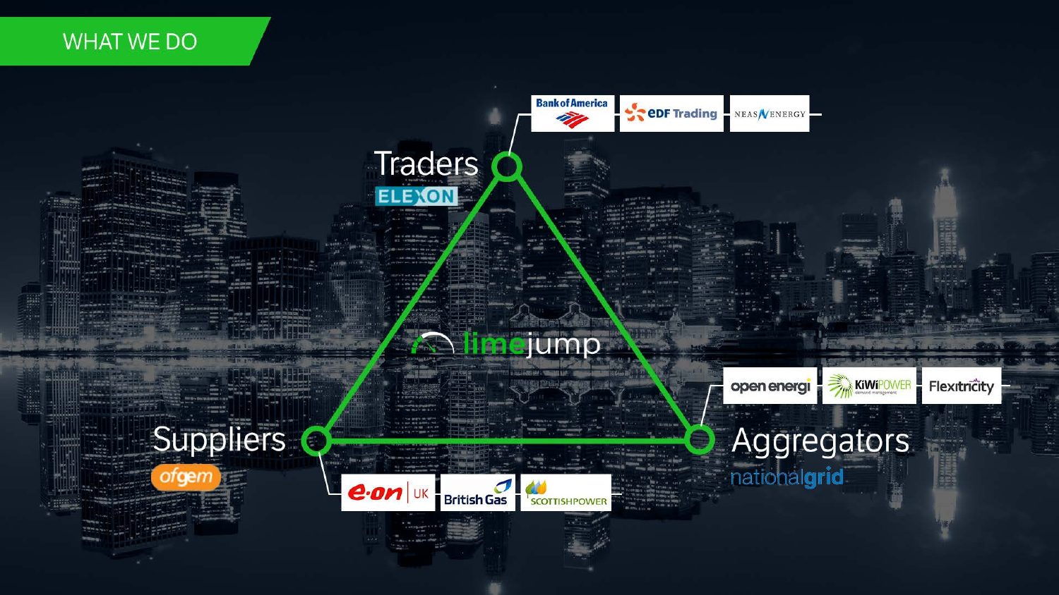# WHAT WE DO

Traders

ELEXON

Bank of America | EDF Trading | NEAS ENERGY

limejump

Suppliers

ofgem

e.on UK | British Gas | SCOTTISHPOWER

Aggregators

nationalgrid

open energi | KiWiPOWER | Flexitricity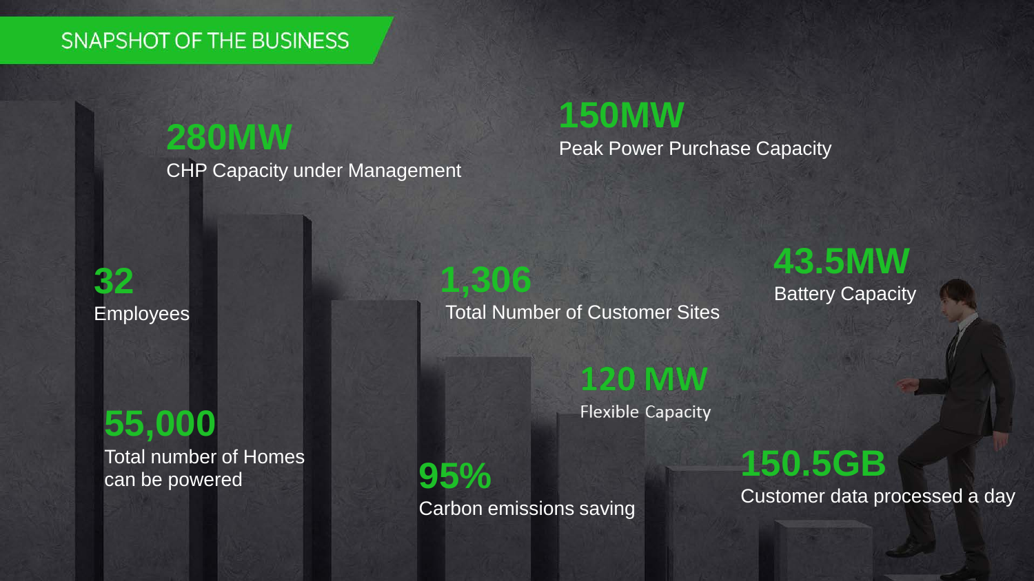# SNAPSHOT OF THE BUSINESS

**280MW**
CHP Capacity under Management

**150MW**
Peak Power Purchase Capacity

**32**
Employees

**1,306**
Total Number of Customer Sites

**43.5MW**
Battery Capacity

**120 MW**
Flexible Capacity

**55,000**
Total number of Homes can be powered

**95%**
Carbon emissions saving

**150.5GB**
Customer data processed a day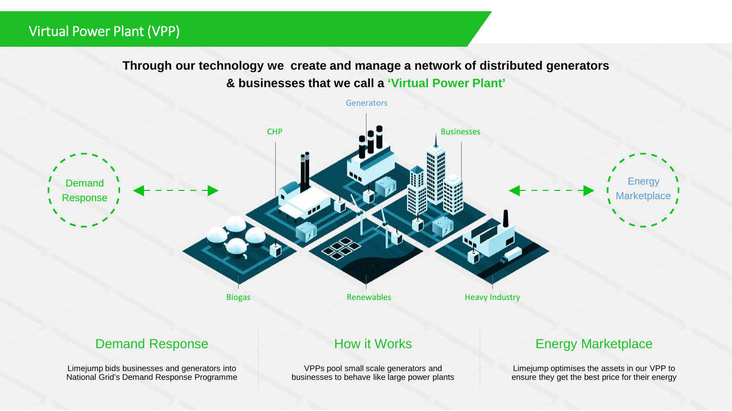# Virtual Power Plant (VPP)

**Through our technology we create and manage a network of distributed generators & businesses that we call a 'Virtual Power Plant'**

Demand Response

Generators

CHP

Businesses

Energy Marketplace

Biogas

Renewables

Heavy Industry

## Demand Response

Limejump bids businesses and generators into National Grid's Demand Response Programme

## How it Works

VPPs pool small scale generators and businesses to behave like large power plants

## Energy Marketplace

Limejump optimises the assets in our VPP to ensure they get the best price for their energy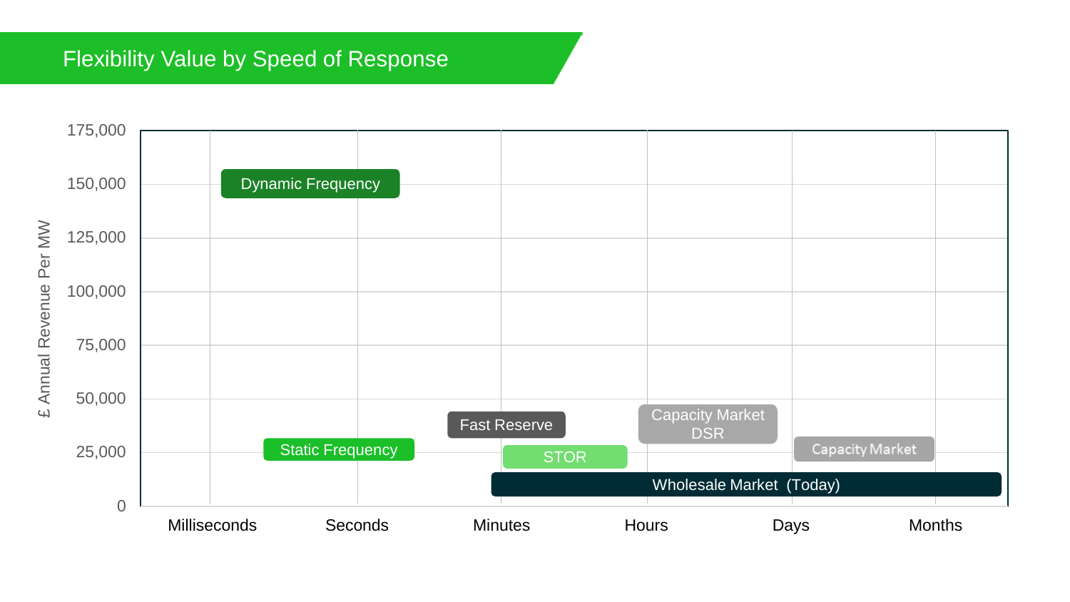# Flexibility Value by Speed of Response

£ Annual Revenue Per MW

175,000
150,000
125,000
100,000
75,000
50,000
25,000
0

Dynamic Frequency

Static Frequency

Fast Reserve

STOR

Capacity Market DSR

Capacity Market

Wholesale Market (Today)

Milliseconds | Seconds | Minutes | Hours | Days | Months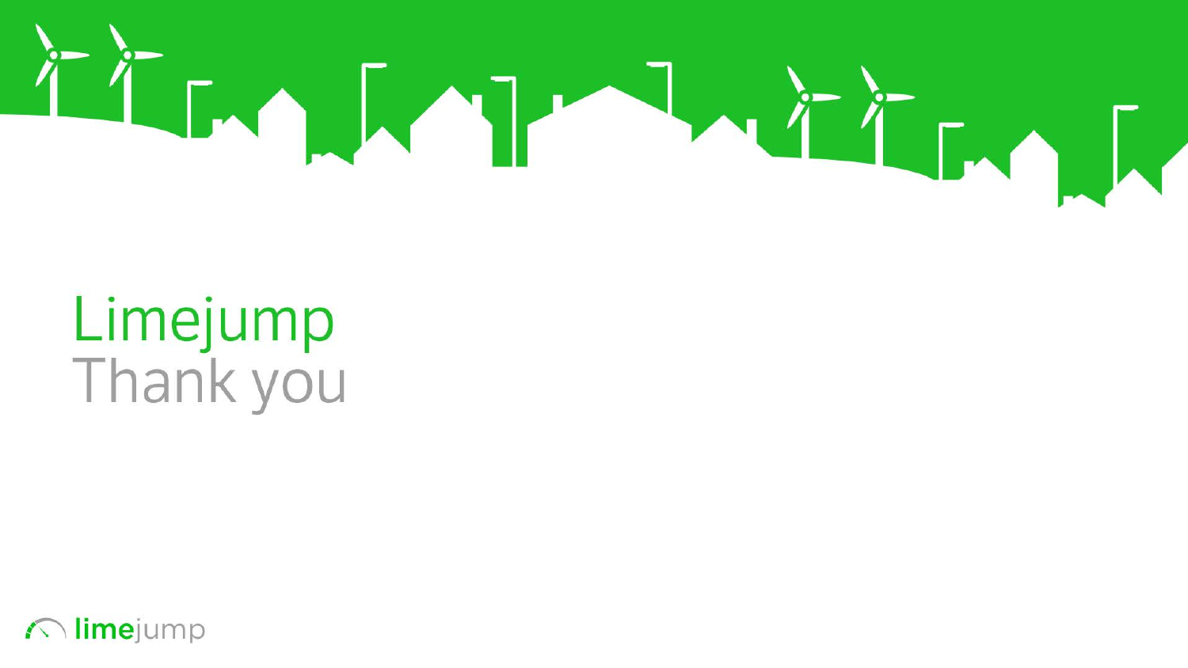# Limejump
Thank you